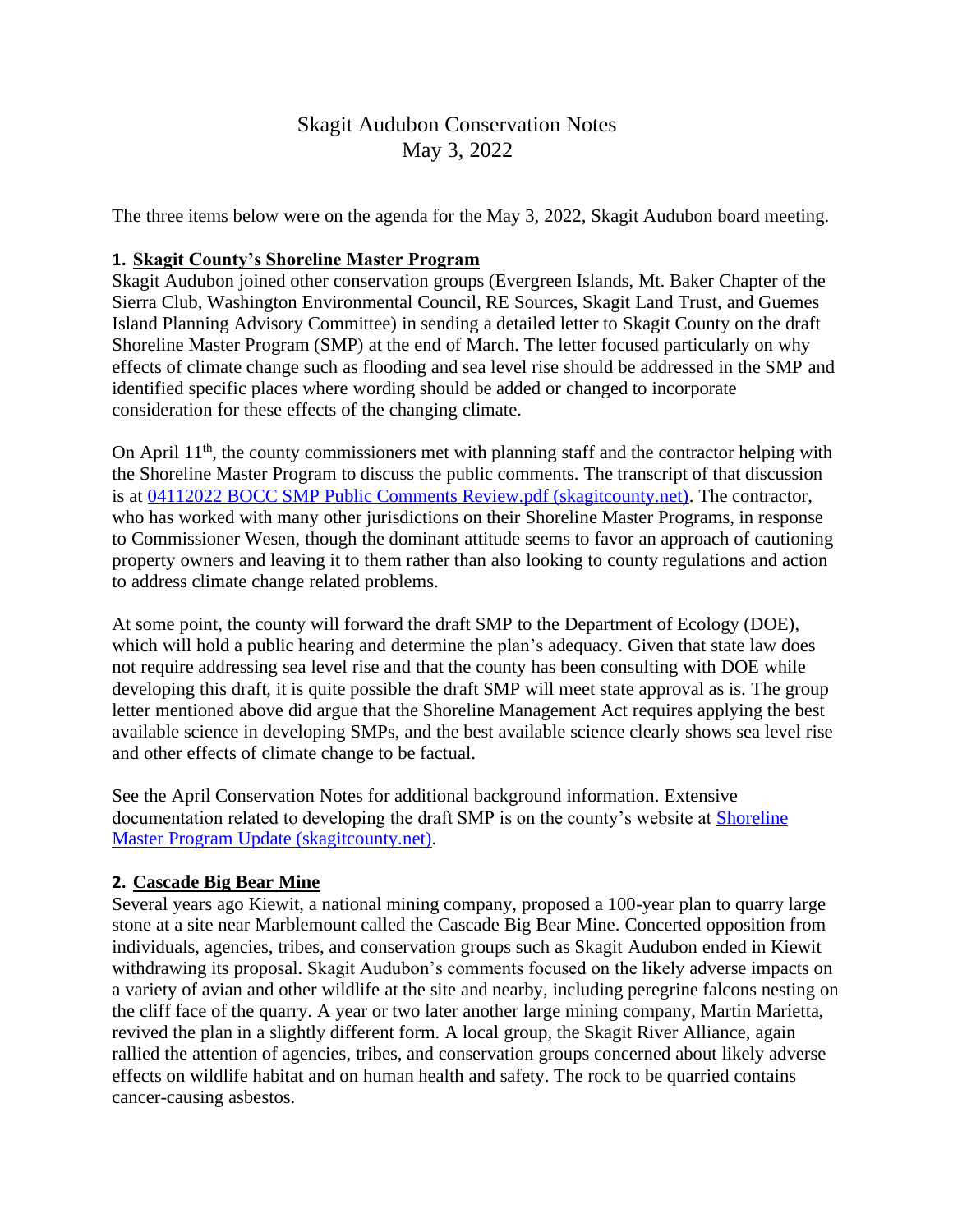# Skagit Audubon Conservation Notes
## May 3, 2022

The three items below were on the agenda for the May 3, 2022, Skagit Audubon board meeting.

### 1. Skagit County's Shoreline Master Program

Skagit Audubon joined other conservation groups (Evergreen Islands, Mt. Baker Chapter of the Sierra Club, Washington Environmental Council, RE Sources, Skagit Land Trust, and Guemes Island Planning Advisory Committee) in sending a detailed letter to Skagit County on the draft Shoreline Master Program (SMP) at the end of March. The letter focused particularly on why effects of climate change such as flooding and sea level rise should be addressed in the SMP and identified specific places where wording should be added or changed to incorporate consideration for these effects of the changing climate.

On April 11th, the county commissioners met with planning staff and the contractor helping with the Shoreline Master Program to discuss the public comments. The transcript of that discussion is at [04112022 BOCC SMP Public Comments Review.pdf (skagitcounty.net)](04112022 BOCC SMP Public Comments Review.pdf (skagitcounty.net)). The contractor, who has worked with many other jurisdictions on their Shoreline Master Programs, in response to Commissioner Wesen, though the dominant attitude seems to favor an approach of cautioning property owners and leaving it to them rather than also looking to county regulations and action to address climate change related problems.

At some point, the county will forward the draft SMP to the Department of Ecology (DOE), which will hold a public hearing and determine the plan's adequacy. Given that state law does not require addressing sea level rise and that the county has been consulting with DOE while developing this draft, it is quite possible the draft SMP will meet state approval as is. The group letter mentioned above did argue that the Shoreline Management Act requires applying the best available science in developing SMPs, and the best available science clearly shows sea level rise and other effects of climate change to be factual.

See the April Conservation Notes for additional background information. Extensive documentation related to developing the draft SMP is on the county's website at [Shoreline Master Program Update (skagitcounty.net)](Shoreline Master Program Update (skagitcounty.net)).

### 2. Cascade Big Bear Mine

Several years ago Kiewit, a national mining company, proposed a 100-year plan to quarry large stone at a site near Marblemount called the Cascade Big Bear Mine. Concerted opposition from individuals, agencies, tribes, and conservation groups such as Skagit Audubon ended in Kiewit withdrawing its proposal. Skagit Audubon's comments focused on the likely adverse impacts on a variety of avian and other wildlife at the site and nearby, including peregrine falcons nesting on the cliff face of the quarry. A year or two later another large mining company, Martin Marietta, revived the plan in a slightly different form. A local group, the Skagit River Alliance, again rallied the attention of agencies, tribes, and conservation groups concerned about likely adverse effects on wildlife habitat and on human health and safety. The rock to be quarried contains cancer-causing asbestos.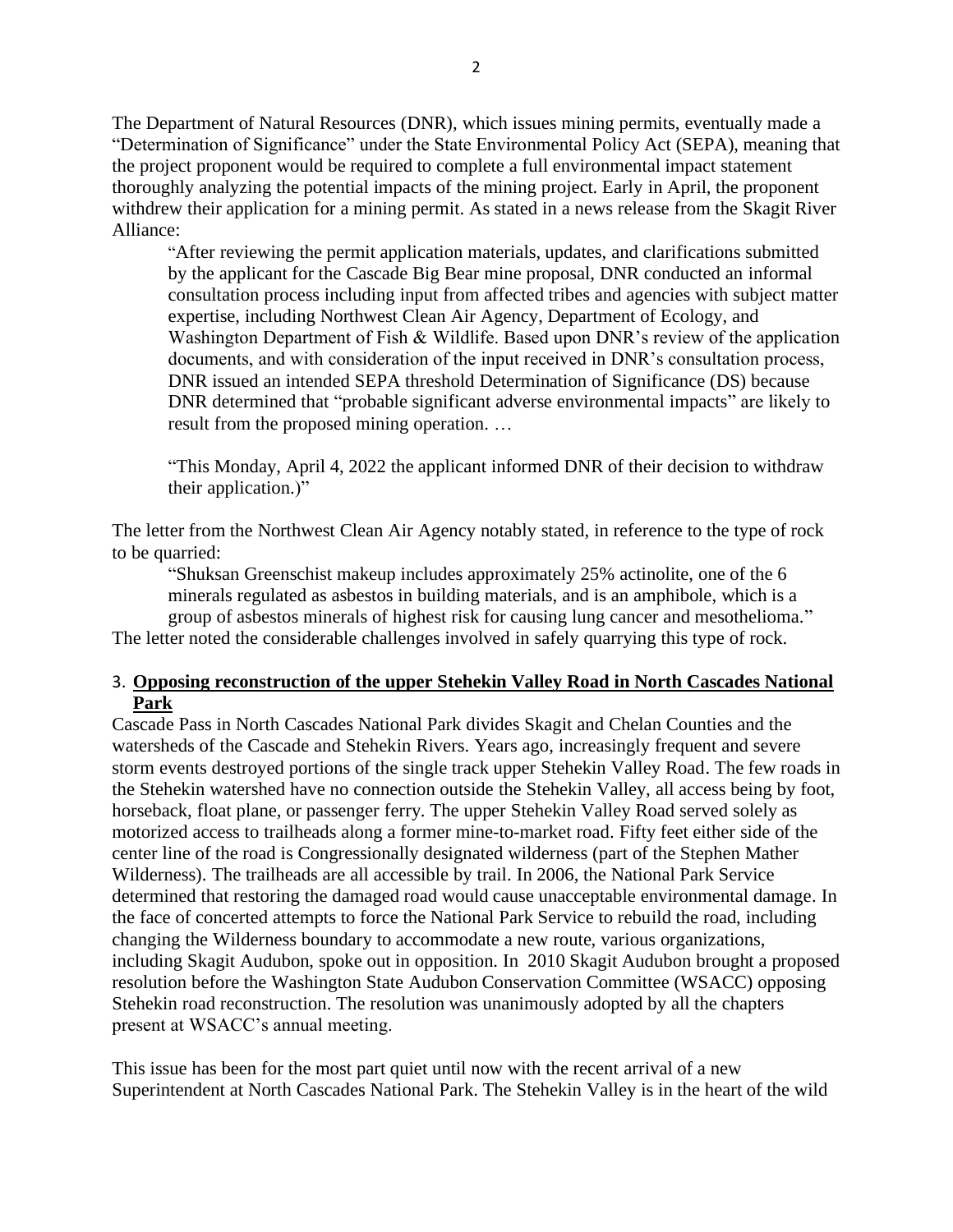The Department of Natural Resources (DNR), which issues mining permits, eventually made a "Determination of Significance" under the State Environmental Policy Act (SEPA), meaning that the project proponent would be required to complete a full environmental impact statement thoroughly analyzing the potential impacts of the mining project. Early in April, the proponent withdrew their application for a mining permit. As stated in a news release from the Skagit River Alliance:

> "After reviewing the permit application materials, updates, and clarifications submitted by the applicant for the Cascade Big Bear mine proposal, DNR conducted an informal consultation process including input from affected tribes and agencies with subject matter expertise, including Northwest Clean Air Agency, Department of Ecology, and Washington Department of Fish & Wildlife. Based upon DNR's review of the application documents, and with consideration of the input received in DNR's consultation process, DNR issued an intended SEPA threshold Determination of Significance (DS) because DNR determined that "probable significant adverse environmental impacts" are likely to result from the proposed mining operation. …
>
> "This Monday, April 4, 2022 the applicant informed DNR of their decision to withdraw their application.)"

The letter from the Northwest Clean Air Agency notably stated, in reference to the type of rock to be quarried:

> "Shuksan Greenschist makeup includes approximately 25% actinolite, one of the 6 minerals regulated as asbestos in building materials, and is an amphibole, which is a group of asbestos minerals of highest risk for causing lung cancer and mesothelioma."

The letter noted the considerable challenges involved in safely quarrying this type of rock.

3. **<u>Opposing reconstruction of the upper Stehekin Valley Road in North Cascades National Park</u>**

Cascade Pass in North Cascades National Park divides Skagit and Chelan Counties and the watersheds of the Cascade and Stehekin Rivers. Years ago, increasingly frequent and severe storm events destroyed portions of the single track upper Stehekin Valley Road. The few roads in the Stehekin watershed have no connection outside the Stehekin Valley, all access being by foot, horseback, float plane, or passenger ferry. The upper Stehekin Valley Road served solely as motorized access to trailheads along a former mine-to-market road. Fifty feet either side of the center line of the road is Congressionally designated wilderness (part of the Stephen Mather Wilderness). The trailheads are all accessible by trail. In 2006, the National Park Service determined that restoring the damaged road would cause unacceptable environmental damage. In the face of concerted attempts to force the National Park Service to rebuild the road, including changing the Wilderness boundary to accommodate a new route, various organizations, including Skagit Audubon, spoke out in opposition. In 2010 Skagit Audubon brought a proposed resolution before the Washington State Audubon Conservation Committee (WSACC) opposing Stehekin road reconstruction. The resolution was unanimously adopted by all the chapters present at WSACC's annual meeting.

This issue has been for the most part quiet until now with the recent arrival of a new Superintendent at North Cascades National Park. The Stehekin Valley is in the heart of the wild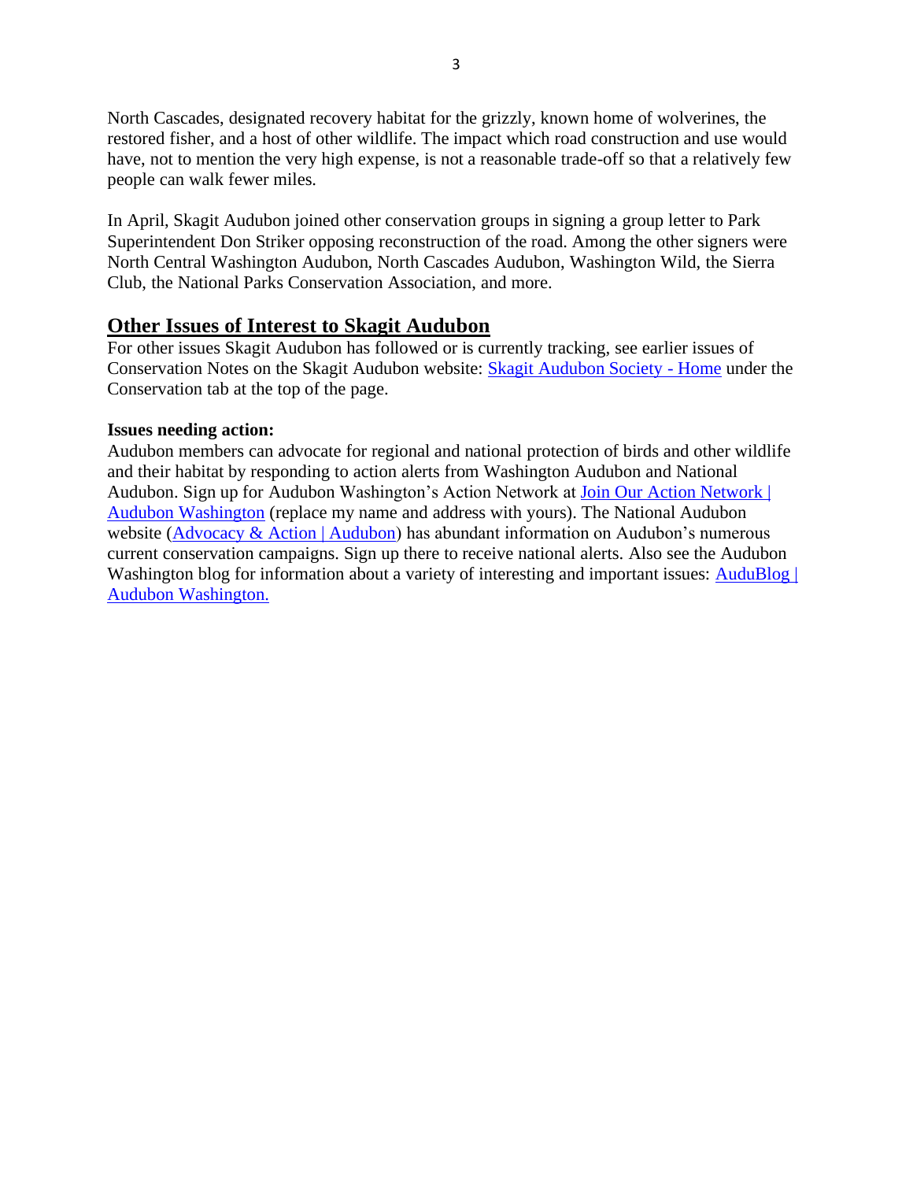North Cascades, designated recovery habitat for the grizzly, known home of wolverines, the restored fisher, and a host of other wildlife. The impact which road construction and use would have, not to mention the very high expense, is not a reasonable trade-off so that a relatively few people can walk fewer miles.

In April, Skagit Audubon joined other conservation groups in signing a group letter to Park Superintendent Don Striker opposing reconstruction of the road. Among the other signers were North Central Washington Audubon, North Cascades Audubon, Washington Wild, the Sierra Club, the National Parks Conservation Association, and more.

## Other Issues of Interest to Skagit Audubon

For other issues Skagit Audubon has followed or is currently tracking, see earlier issues of Conservation Notes on the Skagit Audubon website: [Skagit Audubon Society - Home] under the Conservation tab at the top of the page.

**Issues needing action:**

Audubon members can advocate for regional and national protection of birds and other wildlife and their habitat by responding to action alerts from Washington Audubon and National Audubon. Sign up for Audubon Washington's Action Network at [Join Our Action Network | Audubon Washington] (replace my name and address with yours). The National Audubon website ([Advocacy & Action | Audubon]) has abundant information on Audubon's numerous current conservation campaigns. Sign up there to receive national alerts. Also see the Audubon Washington blog for information about a variety of interesting and important issues: [AuduBlog | Audubon Washington.]